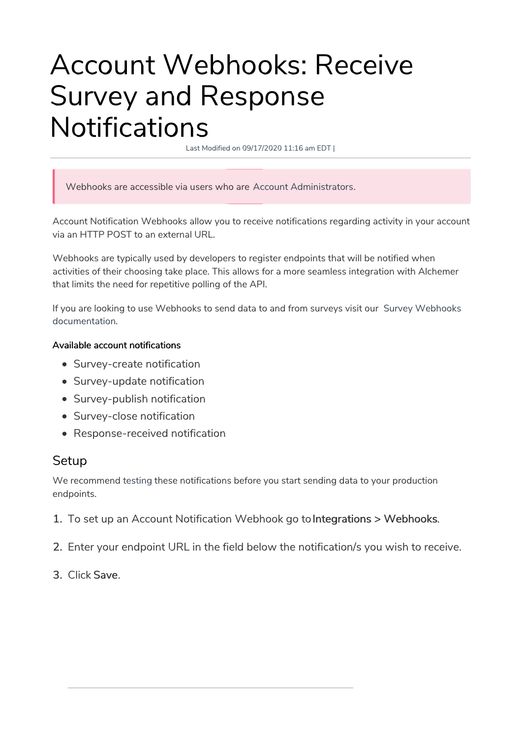# Account Webhooks: Receive Survey and Response Notifications

Last Modified on 09/17/2020 11:16 am EDT |

> Webhooks are accessible via users who are Account Administrators.

Account Notification Webhooks allow you to receive notifications regarding activity in your account via an HTTP POST to an external URL.

Webhooks are typically used by developers to register endpoints that will be notified when activities of their choosing take place. This allows for a more seamless integration with Alchemer that limits the need for repetitive polling of the API.

If you are looking to use Webhooks to send data to and from surveys visit our Survey Webhooks documentation.

**Available account notifications**

- Survey-create notification
- Survey-update notification
- Survey-publish notification
- Survey-close notification
- Response-received notification

## Setup

We recommend testing these notifications before you start sending data to your production endpoints.

1. To set up an Account Notification Webhook go to **Integrations > Webhooks**.
2. Enter your endpoint URL in the field below the notification/s you wish to receive.
3. Click **Save**.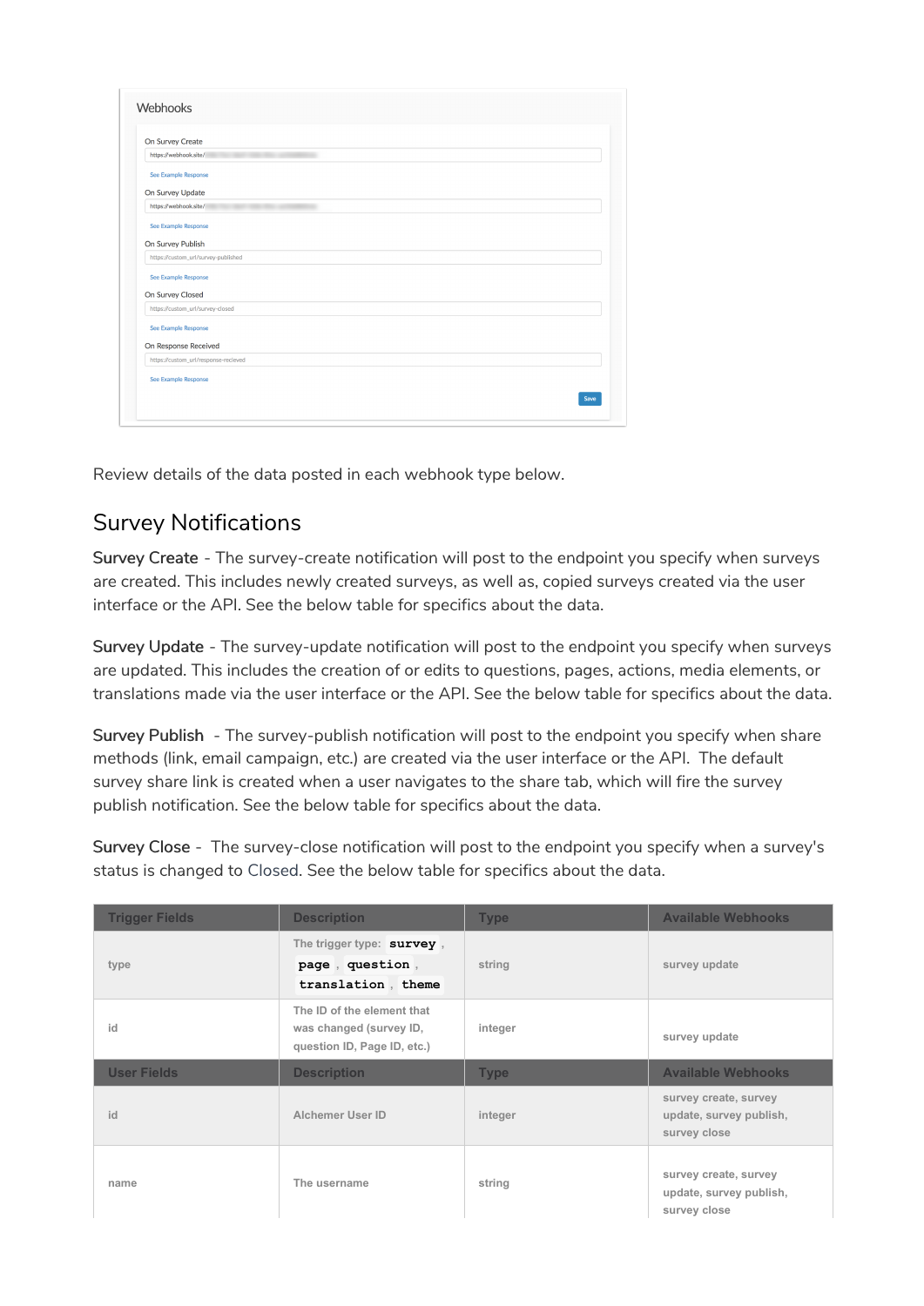Review details of the data posted in each webhook type below.

## Survey Notifications

**Survey Create** - The survey-create notification will post to the endpoint you specify when surveys are created. This includes newly created surveys, as well as, copied surveys created via the user interface or the API. See the below table for specifics about the data.

**Survey Update** - The survey-update notification will post to the endpoint you specify when surveys are updated. This includes the creation of or edits to questions, pages, actions, media elements, or translations made via the user interface or the API. See the below table for specifics about the data.

**Survey Publish** - The survey-publish notification will post to the endpoint you specify when share methods (link, email campaign, etc.) are created via the user interface or the API. The default survey share link is created when a user navigates to the share tab, which will fire the survey publish notification. See the below table for specifics about the data.

**Survey Close** - The survey-close notification will post to the endpoint you specify when a survey's status is changed to Closed. See the below table for specifics about the data.

| Trigger Fields | Description | Type | Available Webhooks |
|---|---|---|---|
| type | The trigger type: `survey` , `page` , `question` , `translation` , `theme` | string | survey update |
| id | The ID of the element that was changed (survey ID, question ID, Page ID, etc.) | integer | survey update |
| **User Fields** | **Description** | **Type** | **Available Webhooks** |
| id | Alchemer User ID | integer | survey create, survey update, survey publish, survey close |
| name | The username | string | survey create, survey update, survey publish, survey close |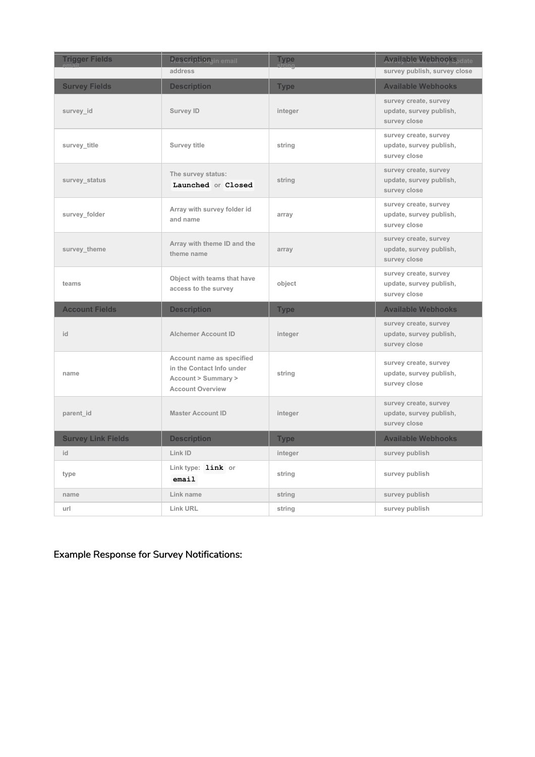| Trigger Fields | Description | Type | Available Webhooks |
| --- | --- | --- | --- |
| email | User login email address | string | survey create, survey update, survey publish, survey close |
| **Survey Fields** | **Description** | **Type** | **Available Webhooks** |
| survey_id | Survey ID | integer | survey create, survey update, survey publish, survey close |
| survey_title | Survey title | string | survey create, survey update, survey publish, survey close |
| survey_status | The survey status: `Launched` or `Closed` | string | survey create, survey update, survey publish, survey close |
| survey_folder | Array with survey folder id and name | array | survey create, survey update, survey publish, survey close |
| survey_theme | Array with theme ID and the theme name | array | survey create, survey update, survey publish, survey close |
| teams | Object with teams that have access to the survey | object | survey create, survey update, survey publish, survey close |
| **Account Fields** | **Description** | **Type** | **Available Webhooks** |
| id | Alchemer Account ID | integer | survey create, survey update, survey publish, survey close |
| name | Account name as specified in the Contact Info under Account > Summary > Account Overview | string | survey create, survey update, survey publish, survey close |
| parent_id | Master Account ID | integer | survey create, survey update, survey publish, survey close |
| **Survey Link Fields** | **Description** | **Type** | **Available Webhooks** |
| id | Link ID | integer | survey publish |
| type | Link type: `link` or `email` | string | survey publish |
| name | Link name | string | survey publish |
| url | Link URL | string | survey publish |

**Example Response for Survey Notifications:**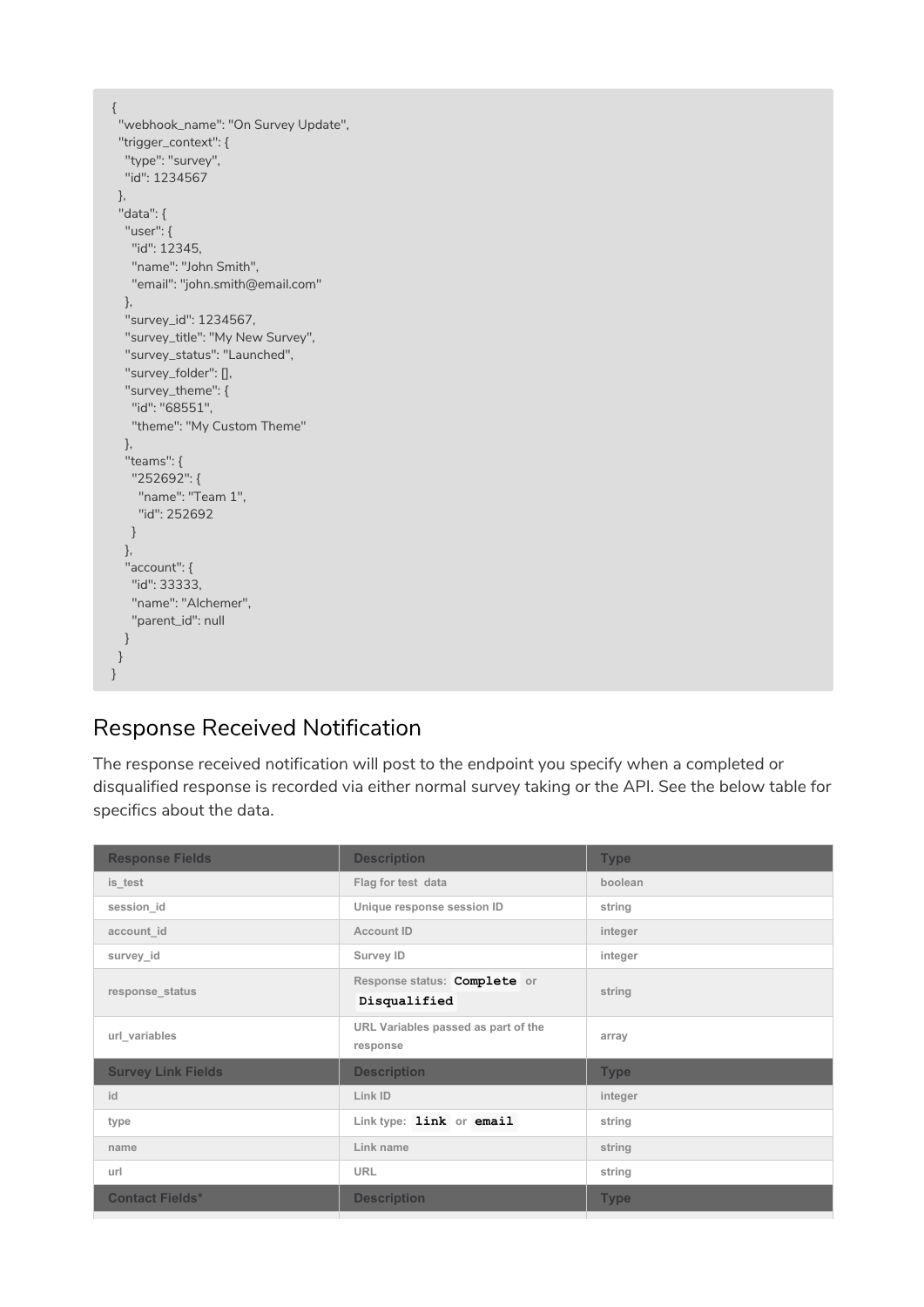```
{
  "webhook_name": "On Survey Update",
  "trigger_context": {
    "type": "survey",
    "id": 1234567
  },
  "data": {
    "user": {
      "id": 12345,
      "name": "John Smith",
      "email": "john.smith@email.com"
    },
    "survey_id": 1234567,
    "survey_title": "My New Survey",
    "survey_status": "Launched",
    "survey_folder": [],
    "survey_theme": {
      "id": "68551",
      "theme": "My Custom Theme"
    },
    "teams": {
      "252692": {
        "name": "Team 1",
        "id": 252692
      }
    },
    "account": {
      "id": 33333,
      "name": "Alchemer",
      "parent_id": null
    }
  }
}
```

## Response Received Notification

The response received notification will post to the endpoint you specify when a completed or disqualified response is recorded via either normal survey taking or the API. See the below table for specifics about the data.

| Response Fields | Description | Type |
|---|---|---|
| is_test | Flag for test data | boolean |
| session_id | Unique response session ID | string |
| account_id | Account ID | integer |
| survey_id | Survey ID | integer |
| response_status | Response status: `Complete` or `Disqualified` | string |
| url_variables | URL Variables passed as part of the response | array |
| **Survey Link Fields** | **Description** | **Type** |
| id | Link ID | integer |
| type | Link type: `link` or `email` | string |
| name | Link name | string |
| url | URL | string |
| **Contact Fields*** | **Description** | **Type** |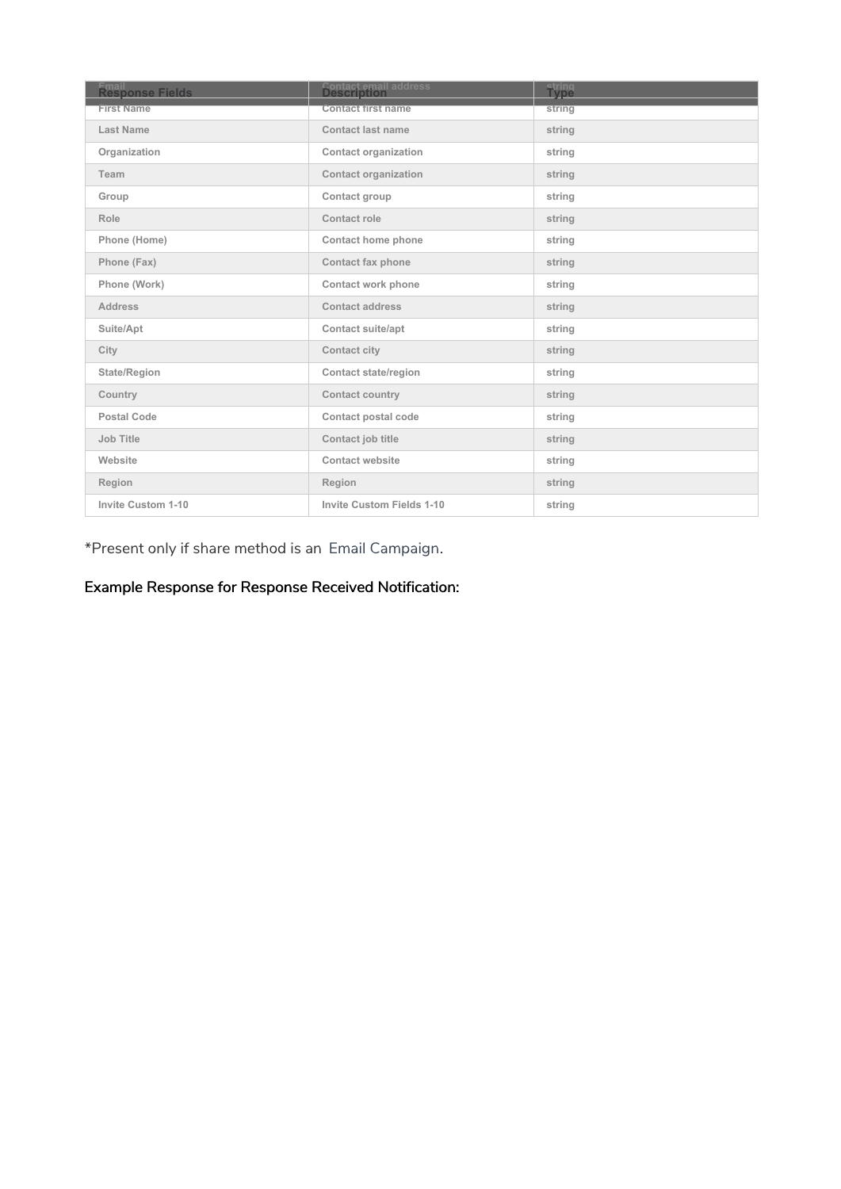| Response Fields | Description | Type |
|---|---|---|
| Email | Contact email address | string |
| First Name | Contact first name | string |
| Last Name | Contact last name | string |
| Organization | Contact organization | string |
| Team | Contact organization | string |
| Group | Contact group | string |
| Role | Contact role | string |
| Phone (Home) | Contact home phone | string |
| Phone (Fax) | Contact fax phone | string |
| Phone (Work) | Contact work phone | string |
| Address | Contact address | string |
| Suite/Apt | Contact suite/apt | string |
| City | Contact city | string |
| State/Region | Contact state/region | string |
| Country | Contact country | string |
| Postal Code | Contact postal code | string |
| Job Title | Contact job title | string |
| Website | Contact website | string |
| Region | Region | string |
| Invite Custom 1-10 | Invite Custom Fields 1-10 | string |

*Present only if share method is an Email Campaign.

**Example Response for Response Received Notification:**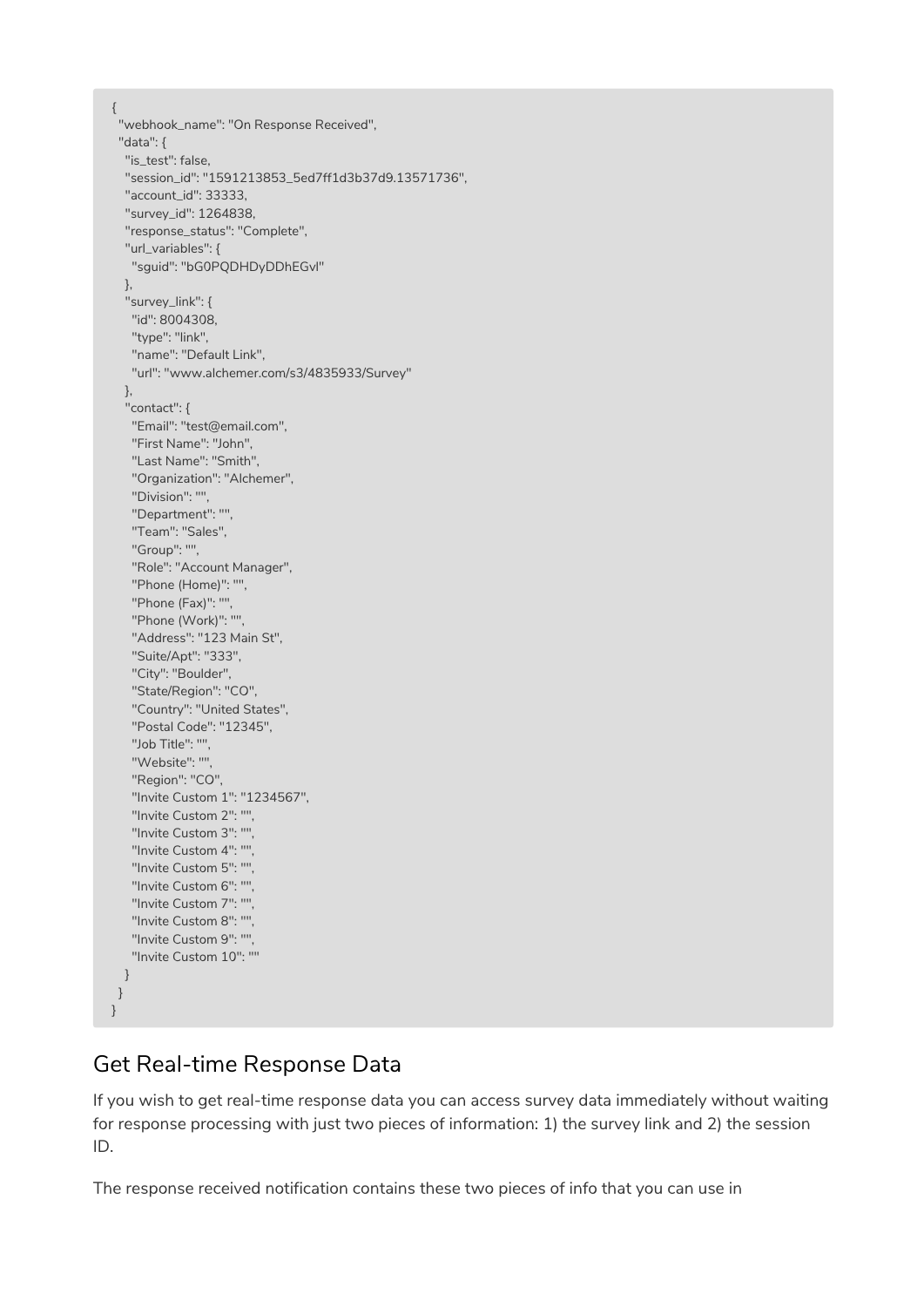```
{
  "webhook_name": "On Response Received",
  "data": {
    "is_test": false,
    "session_id": "1591213853_5ed7ff1d3b37d9.13571736",
    "account_id": 33333,
    "survey_id": 1264838,
    "response_status": "Complete",
    "url_variables": {
      "sguid": "bG0PQDHDyDDhEGvl"
    },
    "survey_link": {
      "id": 8004308,
      "type": "link",
      "name": "Default Link",
      "url": "www.alchemer.com/s3/4835933/Survey"
    },
    "contact": {
      "Email": "test@email.com",
      "First Name": "John",
      "Last Name": "Smith",
      "Organization": "Alchemer",
      "Division": "",
      "Department": "",
      "Team": "Sales",
      "Group": "",
      "Role": "Account Manager",
      "Phone (Home)": "",
      "Phone (Fax)": "",
      "Phone (Work)": "",
      "Address": "123 Main St",
      "Suite/Apt": "333",
      "City": "Boulder",
      "State/Region": "CO",
      "Country": "United States",
      "Postal Code": "12345",
      "Job Title": "",
      "Website": "",
      "Region": "CO",
      "Invite Custom 1": "1234567",
      "Invite Custom 2": "",
      "Invite Custom 3": "",
      "Invite Custom 4": "",
      "Invite Custom 5": "",
      "Invite Custom 6": "",
      "Invite Custom 7": "",
      "Invite Custom 8": "",
      "Invite Custom 9": "",
      "Invite Custom 10": ""
    }
  }
}
```

## Get Real-time Response Data

If you wish to get real-time response data you can access survey data immediately without waiting for response processing with just two pieces of information: 1) the survey link and 2) the session ID.

The response received notification contains these two pieces of info that you can use in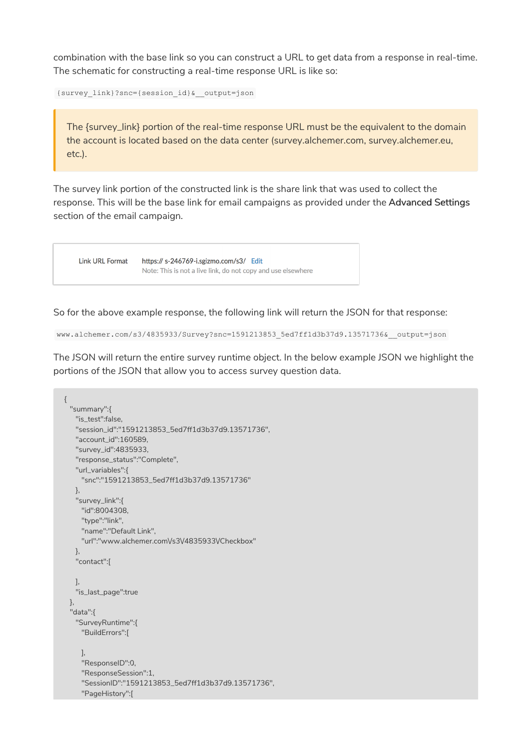combination with the base link so you can construct a URL to get data from a response in real-time. The schematic for constructing a real-time response URL is like so:

`{survey_link}?snc={session_id}&__output=json`

> The {survey_link} portion of the real-time response URL must be the equivalent to the domain the account is located based on the data center (survey.alchemer.com, survey.alchemer.eu, etc.).

The survey link portion of the constructed link is the share link that was used to collect the response. This will be the base link for email campaigns as provided under the **Advanced Settings** section of the email campaign.

| Link URL Format | https:// s-246769-i.sgizmo.com/s3/ Edit<br>Note: This is not a live link, do not copy and use elsewhere |
|---|---|

So for the above example response, the following link will return the JSON for that response:

`www.alchemer.com/s3/4835933/Survey?snc=1591213853_5ed7ff1d3b37d9.13571736&__output=json`

The JSON will return the entire survey runtime object. In the below example JSON we highlight the portions of the JSON that allow you to access survey question data.

```
{
  "summary":{
    "is_test":false,
    "session_id":"1591213853_5ed7ff1d3b37d9.13571736",
    "account_id":160589,
    "survey_id":4835933,
    "response_status":"Complete",
    "url_variables":{
      "snc":"1591213853_5ed7ff1d3b37d9.13571736"
    },
    "survey_link":{
      "id":8004308,
      "type":"link",
      "name":"Default Link",
      "url":"www.alchemer.com\/s3\/4835933\/Checkbox"
    },
    "contact":[

    ],
    "is_last_page":true
  },
  "data":{
    "SurveyRuntime":{
      "BuildErrors":[

      ],
      "ResponseID":0,
      "ResponseSession":1,
      "SessionID":"1591213853_5ed7ff1d3b37d9.13571736",
      "PageHistory":[
```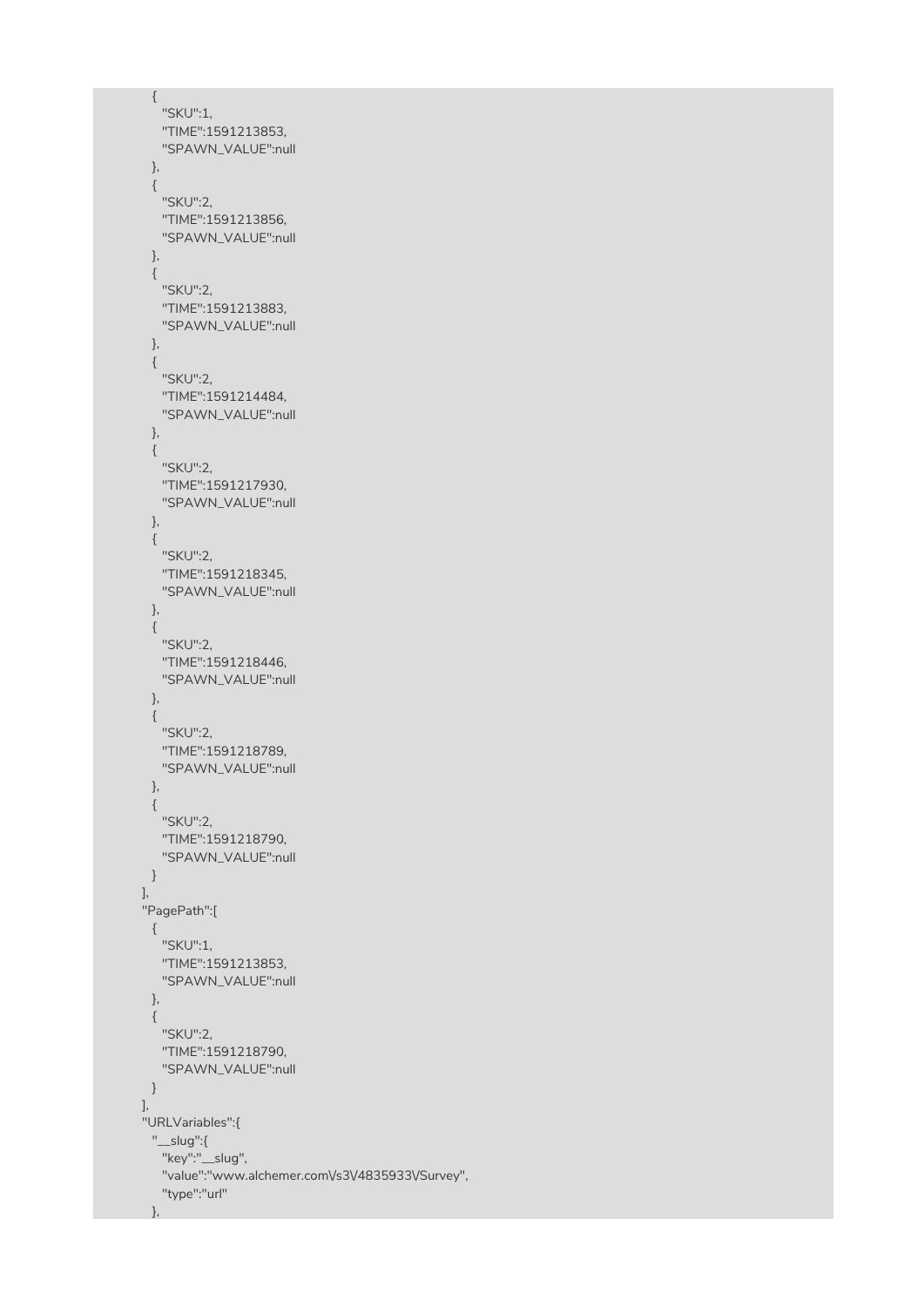```
    {
      "SKU":1,
      "TIME":1591213853,
      "SPAWN_VALUE":null
    },
    {
      "SKU":2,
      "TIME":1591213856,
      "SPAWN_VALUE":null
    },
    {
      "SKU":2,
      "TIME":1591213883,
      "SPAWN_VALUE":null
    },
    {
      "SKU":2,
      "TIME":1591214484,
      "SPAWN_VALUE":null
    },
    {
      "SKU":2,
      "TIME":1591217930,
      "SPAWN_VALUE":null
    },
    {
      "SKU":2,
      "TIME":1591218345,
      "SPAWN_VALUE":null
    },
    {
      "SKU":2,
      "TIME":1591218446,
      "SPAWN_VALUE":null
    },
    {
      "SKU":2,
      "TIME":1591218789,
      "SPAWN_VALUE":null
    },
    {
      "SKU":2,
      "TIME":1591218790,
      "SPAWN_VALUE":null
    }
  ],
  "PagePath":[
    {
      "SKU":1,
      "TIME":1591213853,
      "SPAWN_VALUE":null
    },
    {
      "SKU":2,
      "TIME":1591218790,
      "SPAWN_VALUE":null
    }
  ],
  "URLVariables":{
    "__slug":{
      "key":"__slug",
      "value":"www.alchemer.com\/s3\/4835933\/Survey",
      "type":"url"
    },
```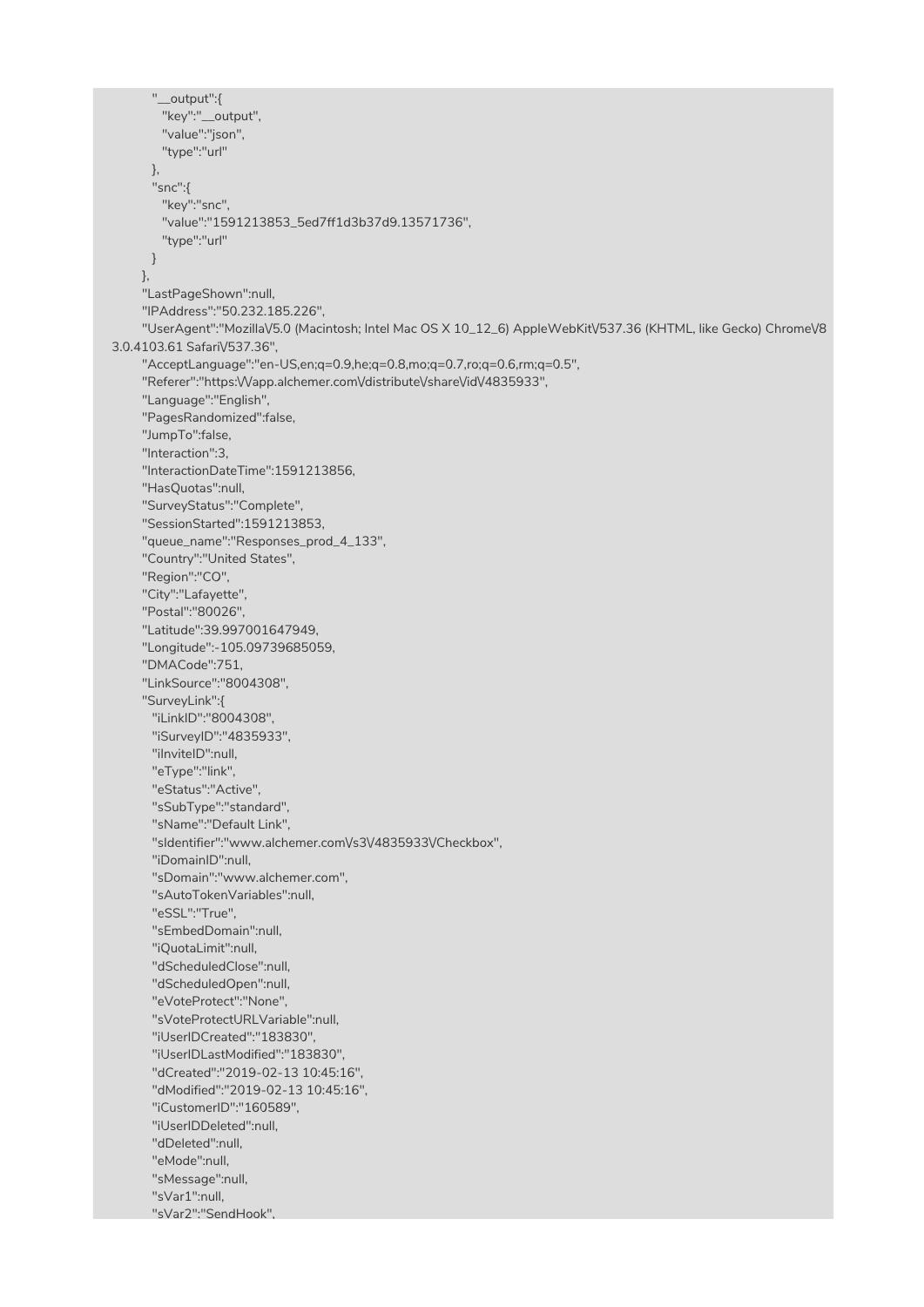```
        "__output":{
          "key":"__output",
          "value":"json",
          "type":"url"
        },
        "snc":{
          "key":"snc",
          "value":"1591213853_5ed7ff1d3b37d9.13571736",
          "type":"url"
        }
      },
      "LastPageShown":null,
      "IPAddress":"50.232.185.226",
      "UserAgent":"Mozilla\/5.0 (Macintosh; Intel Mac OS X 10_12_6) AppleWebKit\/537.36 (KHTML, like Gecko) Chrome\/83.0.4103.61 Safari\/537.36",
      "AcceptLanguage":"en-US,en;q=0.9,he;q=0.8,mo;q=0.7,ro;q=0.6,rm;q=0.5",
      "Referer":"https:\/\/app.alchemer.com\/distribute\/share\/id\/4835933",
      "Language":"English",
      "PagesRandomized":false,
      "JumpTo":false,
      "Interaction":3,
      "InteractionDateTime":1591213856,
      "HasQuotas":null,
      "SurveyStatus":"Complete",
      "SessionStarted":1591213853,
      "queue_name":"Responses_prod_4_133",
      "Country":"United States",
      "Region":"CO",
      "City":"Lafayette",
      "Postal":"80026",
      "Latitude":39.997001647949,
      "Longitude":-105.09739685059,
      "DMACode":751,
      "LinkSource":"8004308",
      "SurveyLink":{
        "iLinkID":"8004308",
        "iSurveyID":"4835933",
        "iInviteID":null,
        "eType":"link",
        "eStatus":"Active",
        "sSubType":"standard",
        "sName":"Default Link",
        "sIdentifier":"www.alchemer.com\/s3\/4835933\/Checkbox",
        "iDomainID":null,
        "sDomain":"www.alchemer.com",
        "sAutoTokenVariables":null,
        "eSSL":"True",
        "sEmbedDomain":null,
        "iQuotaLimit":null,
        "dScheduledClose":null,
        "dScheduledOpen":null,
        "eVoteProtect":"None",
        "sVoteProtectURLVariable":null,
        "iUserIDCreated":"183830",
        "iUserIDLastModified":"183830",
        "dCreated":"2019-02-13 10:45:16",
        "dModified":"2019-02-13 10:45:16",
        "iCustomerID":"160589",
        "iUserIDDeleted":null,
        "dDeleted":null,
        "eMode":null,
        "sMessage":null,
        "sVar1":null,
        "sVar2":"SendHook",
```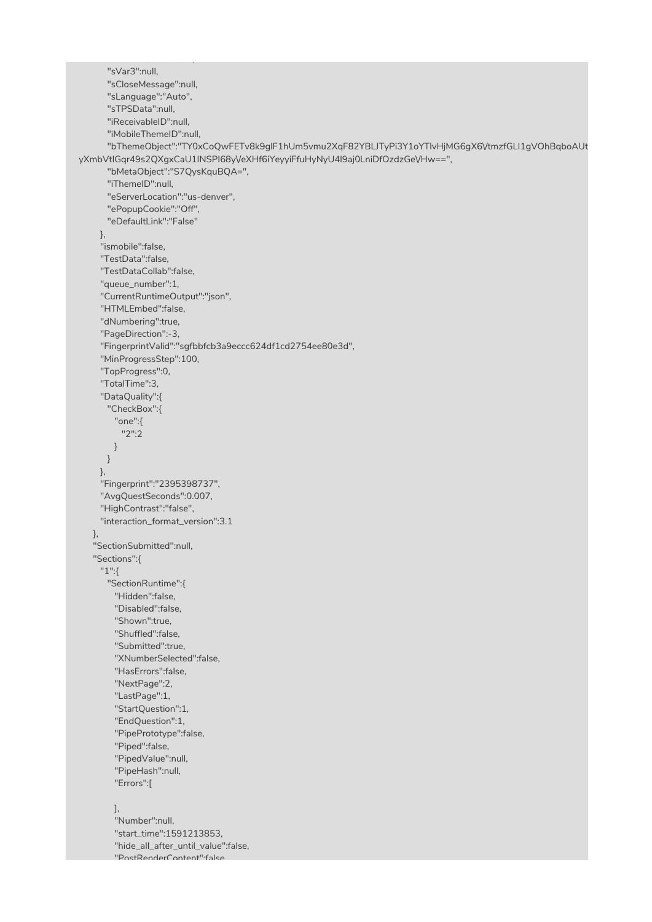```
            "sVar3":null,
            "sCloseMessage":null,
            "sLanguage":"Auto",
            "sTPSData":null,
            "iReceivableID":null,
            "iMobileThemeID":null,
            "bThemeObject":"TY0xCoQwFETv8k9glF1hUm5vmu2XqF82YBLJTyPi3Y1oYTlvHjMG6gX6VtmzfGLI1gVOhBqboAUt
yXmbVtlGqr49s2QXgxCaU1INSPI68yVeXHf6iYeyyiFfuHyNyU4l9aj0LniDfOzdzGeVHw==",
            "bMetaObject":"S7QysKquBQA=",
            "iThemeID":null,
            "eServerLocation":"us-denver",
            "ePopupCookie":"Off",
            "eDefaultLink":"False"
        },
        "ismobile":false,
        "TestData":false,
        "TestDataCollab":false,
        "queue_number":1,
        "CurrentRuntimeOutput":"json",
        "HTMLEmbed":false,
        "dNumbering":true,
        "PageDirection":-3,
        "FingerprintValid":"sgfbbfcb3a9eccc624df1cd2754ee80e3d",
        "MinProgressStep":100,
        "TopProgress":0,
        "TotalTime":3,
        "DataQuality":{
          "CheckBox":{
            "one":{
              "2":2
            }
          }
        },
        "Fingerprint":"2395398737",
        "AvgQuestSeconds":0.007,
        "HighContrast":"false",
        "interaction_format_version":3.1
      },
      "SectionSubmitted":null,
      "Sections":{
        "1":{
          "SectionRuntime":{
            "Hidden":false,
            "Disabled":false,
            "Shown":true,
            "Shuffled":false,
            "Submitted":true,
            "XNumberSelected":false,
            "HasErrors":false,
            "NextPage":2,
            "LastPage":1,
            "StartQuestion":1,
            "EndQuestion":1,
            "PipePrototype":false,
            "Piped":false,
            "PipedValue":null,
            "PipeHash":null,
            "Errors":[

            ],
            "Number":null,
            "start_time":1591213853,
            "hide_all_after_until_value":false,
            "PostRenderContent":false
```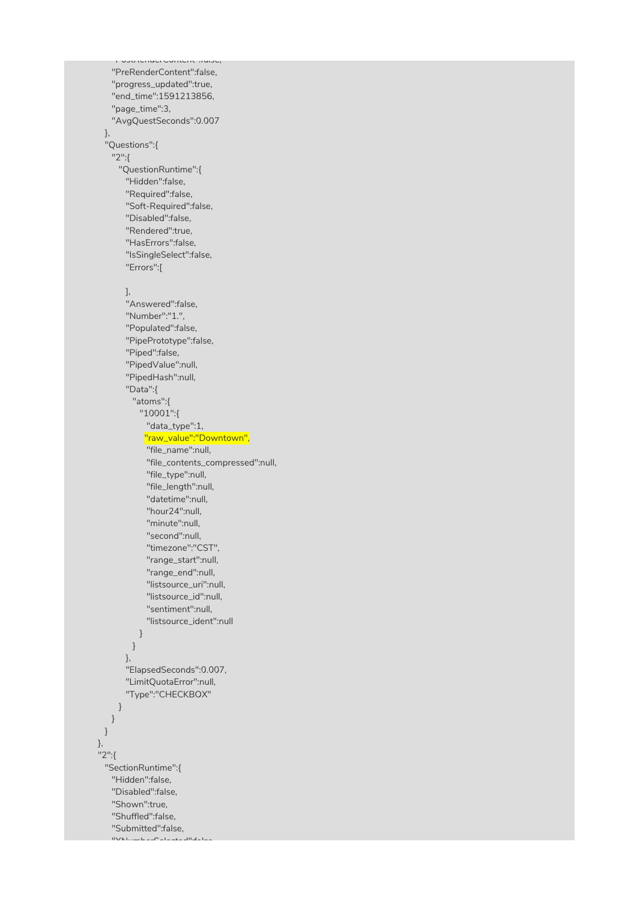```
"PostRenderContent":false,
"PreRenderContent":false,
"progress_updated":true,
"end_time":1591213856,
"page_time":3,
"AvgQuestSeconds":0.007
},
"Questions":{
  "2":{
    "QuestionRuntime":{
      "Hidden":false,
      "Required":false,
      "Soft-Required":false,
      "Disabled":false,
      "Rendered":true,
      "HasErrors":false,
      "IsSingleSelect":false,
      "Errors":[

      ],
      "Answered":false,
      "Number":"1.",
      "Populated":false,
      "PipePrototype":false,
      "Piped":false,
      "PipedValue":null,
      "PipedHash":null,
      "Data":{
        "atoms":{
          "10001":{
            "data_type":1,
            "raw_value":"Downtown",
            "file_name":null,
            "file_contents_compressed":null,
            "file_type":null,
            "file_length":null,
            "datetime":null,
            "hour24":null,
            "minute":null,
            "second":null,
            "timezone":"CST",
            "range_start":null,
            "range_end":null,
            "listsource_uri":null,
            "listsource_id":null,
            "sentiment":null,
            "listsource_ident":null
          }
        }
      },
      "ElapsedSeconds":0.007,
      "LimitQuotaError":null,
      "Type":"CHECKBOX"
    }
  }
}
},
"2":{
  "SectionRuntime":{
    "Hidden":false,
    "Disabled":false,
    "Shown":true,
    "Shuffled":false,
    "Submitted":false,
    "XNumberSelected":false,
```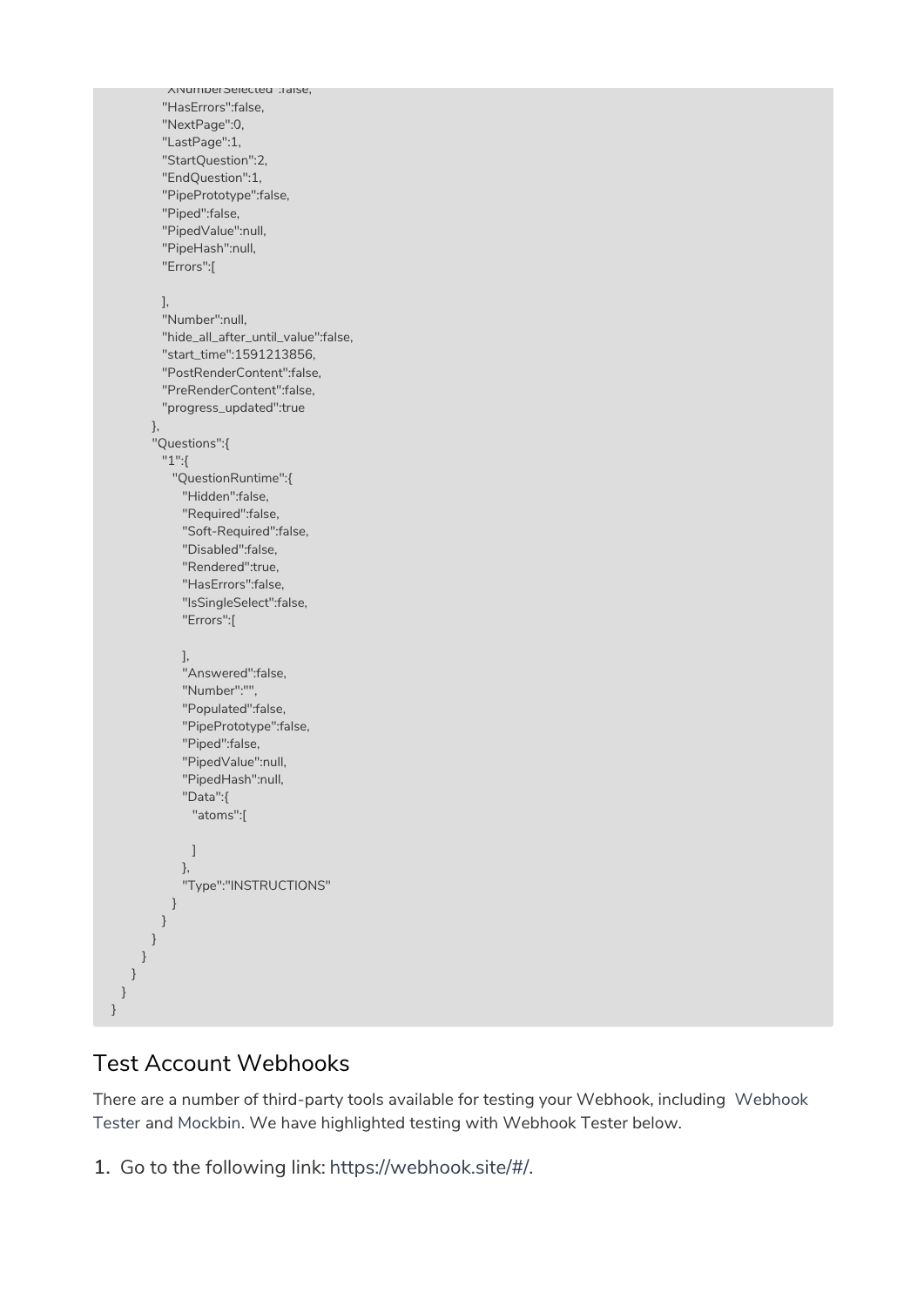```
            "XNumberSelected":false,
          "HasErrors":false,
          "NextPage":0,
          "LastPage":1,
          "StartQuestion":2,
          "EndQuestion":1,
          "PipePrototype":false,
          "Piped":false,
          "PipedValue":null,
          "PipeHash":null,
          "Errors":[

          ],
          "Number":null,
          "hide_all_after_until_value":false,
          "start_time":1591213856,
          "PostRenderContent":false,
          "PreRenderContent":false,
          "progress_updated":true
        },
        "Questions":{
          "1":{
            "QuestionRuntime":{
              "Hidden":false,
              "Required":false,
              "Soft-Required":false,
              "Disabled":false,
              "Rendered":true,
              "HasErrors":false,
              "IsSingleSelect":false,
              "Errors":[

              ],
              "Answered":false,
              "Number":"",
              "Populated":false,
              "PipePrototype":false,
              "Piped":false,
              "PipedValue":null,
              "PipedHash":null,
              "Data":{
                "atoms":[

                ]
              },
              "Type":"INSTRUCTIONS"
            }
          }
        }
      }
    }
  }
}
```

## Test Account Webhooks

There are a number of third-party tools available for testing your Webhook, including Webhook Tester and Mockbin. We have highlighted testing with Webhook Tester below.

1. Go to the following link: https://webhook.site/#/.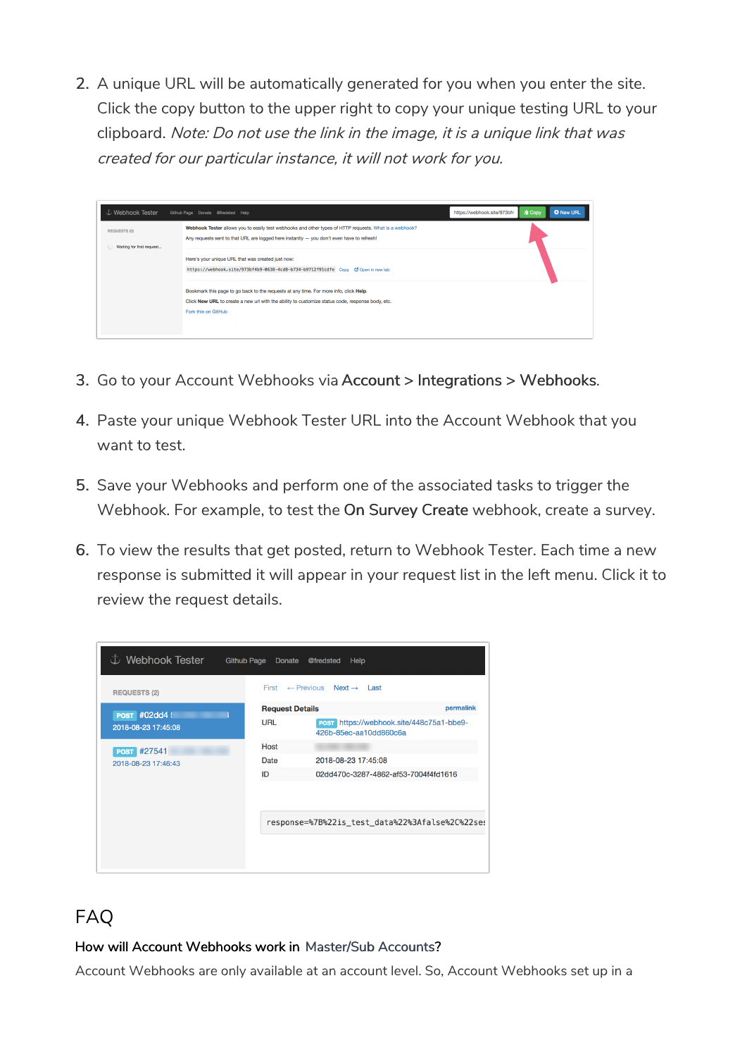2. A unique URL will be automatically generated for you when you enter the site. Click the copy button to the upper right to copy your unique testing URL to your clipboard. *Note: Do not use the link in the image, it is a unique link that was created for our particular instance, it will not work for you.*

3. Go to your Account Webhooks via **Account** > **Integrations** > **Webhooks**.

4. Paste your unique Webhook Tester URL into the Account Webhook that you want to test.

5. Save your Webhooks and perform one of the associated tasks to trigger the Webhook. For example, to test the **On Survey Create** webhook, create a survey.

6. To view the results that get posted, return to Webhook Tester. Each time a new response is submitted it will appear in your request list in the left menu. Click it to review the request details.

# FAQ

**How will Account Webhooks work in Master/Sub Accounts?**

Account Webhooks are only available at an account level. So, Account Webhooks set up in a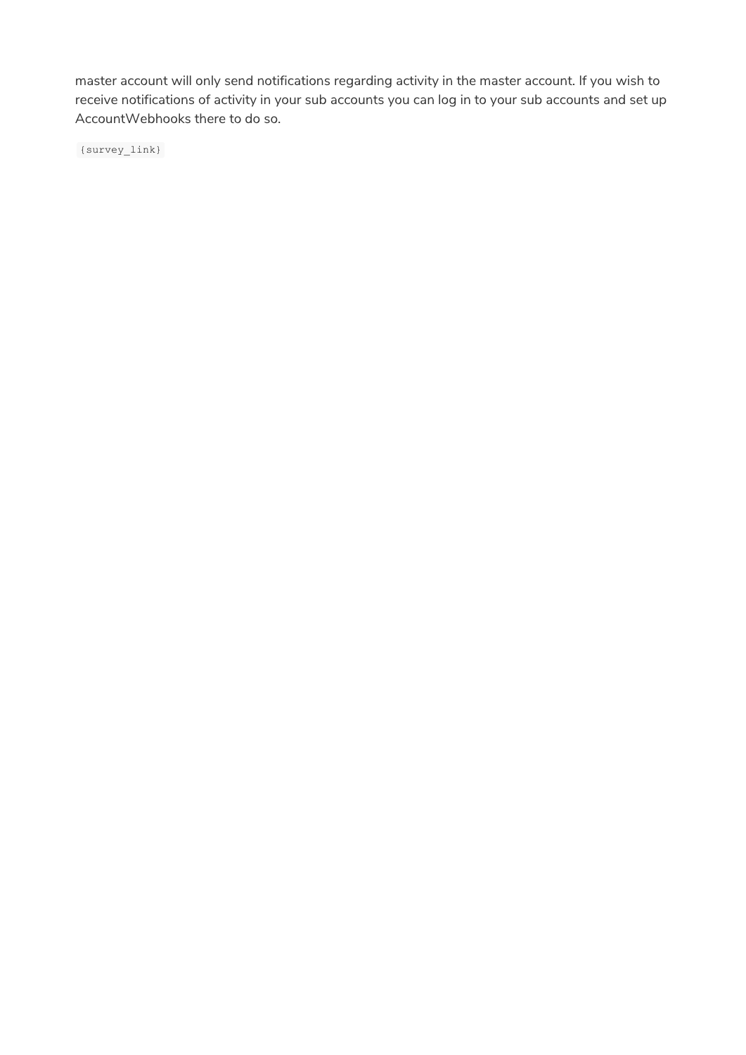master account will only send notifications regarding activity in the master account. If you wish to receive notifications of activity in your sub accounts you can log in to your sub accounts and set up AccountWebhooks there to do so.

`{survey_link}`